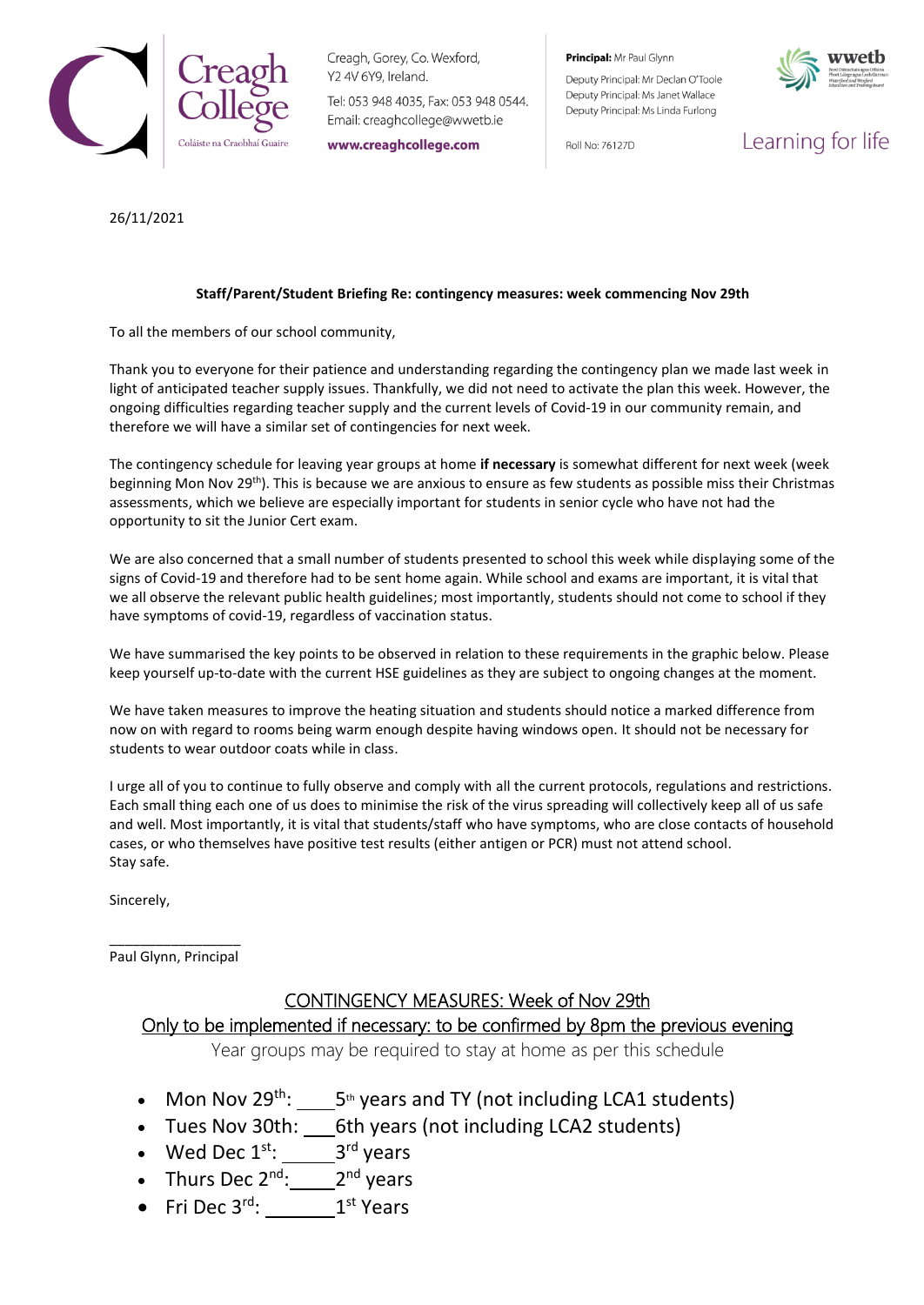Creagh College
Coláiste na Craobhaí Guaire

Creagh, Gorey, Co. Wexford, Y2 4V 6Y9, Ireland.

Tel: 053 948 4035, Fax: 053 948 0544.
Email: creaghcollege@wwetb.ie

**www.creaghcollege.com**

**Principal:** Mr Paul Glynn
Deputy Principal: Mr Declan O'Toole
Deputy Principal: Ms Janet Wallace
Deputy Principal: Ms Linda Furlong

Roll No: 76127D

wwetb

Learning for life

26/11/2021

**Staff/Parent/Student Briefing Re: contingency measures: week commencing Nov 29th**

To all the members of our school community,

Thank you to everyone for their patience and understanding regarding the contingency plan we made last week in light of anticipated teacher supply issues. Thankfully, we did not need to activate the plan this week. However, the ongoing difficulties regarding teacher supply and the current levels of Covid-19 in our community remain, and therefore we will have a similar set of contingencies for next week.

The contingency schedule for leaving year groups at home **if necessary** is somewhat different for next week (week beginning Mon Nov 29th). This is because we are anxious to ensure as few students as possible miss their Christmas assessments, which we believe are especially important for students in senior cycle who have not had the opportunity to sit the Junior Cert exam.

We are also concerned that a small number of students presented to school this week while displaying some of the signs of Covid-19 and therefore had to be sent home again. While school and exams are important, it is vital that we all observe the relevant public health guidelines; most importantly, students should not come to school if they have symptoms of covid-19, regardless of vaccination status.

We have summarised the key points to be observed in relation to these requirements in the graphic below. Please keep yourself up-to-date with the current HSE guidelines as they are subject to ongoing changes at the moment.

We have taken measures to improve the heating situation and students should notice a marked difference from now on with regard to rooms being warm enough despite having windows open. It should not be necessary for students to wear outdoor coats while in class.

I urge all of you to continue to fully observe and comply with all the current protocols, regulations and restrictions. Each small thing each one of us does to minimise the risk of the virus spreading will collectively keep all of us safe and well. Most importantly, it is vital that students/staff who have symptoms, who are close contacts of household cases, or who themselves have positive test results (either antigen or PCR) must not attend school.
Stay safe.

Sincerely,

\_\_\_\_\_\_\_\_\_\_\_\_\_\_\_\_\_
Paul Glynn, Principal

## CONTINGENCY MEASURES: Week of Nov 29th

### Only to be implemented if necessary: to be confirmed by 8pm the previous evening

Year groups may be required to stay at home as per this schedule

- Mon Nov 29th: 5th years and TY (not including LCA1 students)
- Tues Nov 30th: 6th years (not including LCA2 students)
- Wed Dec 1st: 3rd years
- Thurs Dec 2nd: 2nd years
- Fri Dec 3rd: 1st Years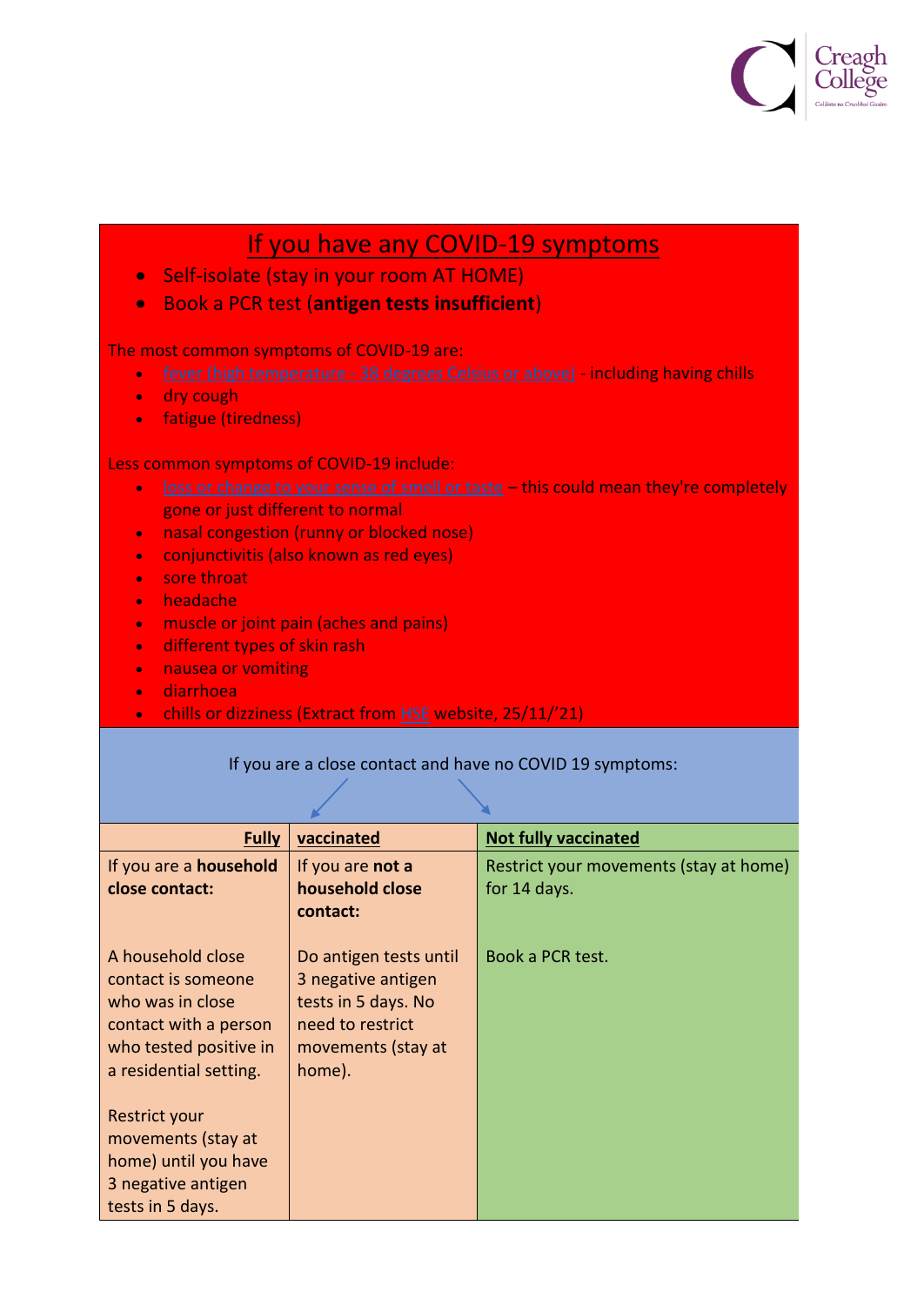# If you have any COVID-19 symptoms

- Self-isolate (stay in your room AT HOME)
- Book a PCR test (**antigen tests insufficient**)

The most common symptoms of COVID-19 are:

- fever (high temperature - 38 degrees Celsius or above) - including having chills
- dry cough
- fatigue (tiredness)

Less common symptoms of COVID-19 include:

- loss or change to your sense of smell or taste – this could mean they're completely gone or just different to normal
- nasal congestion (runny or blocked nose)
- conjunctivitis (also known as red eyes)
- sore throat
- headache
- muscle or joint pain (aches and pains)
- different types of skin rash
- nausea or vomiting
- diarrhoea
- chills or dizziness (Extract from HSE website, 25/11/'21)

If you are a close contact and have no COVID 19 symptoms:

| **Fully** | **vaccinated** | **Not fully vaccinated** |
|---|---|---|
| If you are a **household close contact:**<br><br>A household close contact is someone who was in close contact with a person who tested positive in a residential setting.<br><br>Restrict your movements (stay at home) until you have 3 negative antigen tests in 5 days. | If you are **not a household close contact:**<br><br>Do antigen tests until 3 negative antigen tests in 5 days. No need to restrict movements (stay at home). | Restrict your movements (stay at home) for 14 days.<br><br>Book a PCR test. |